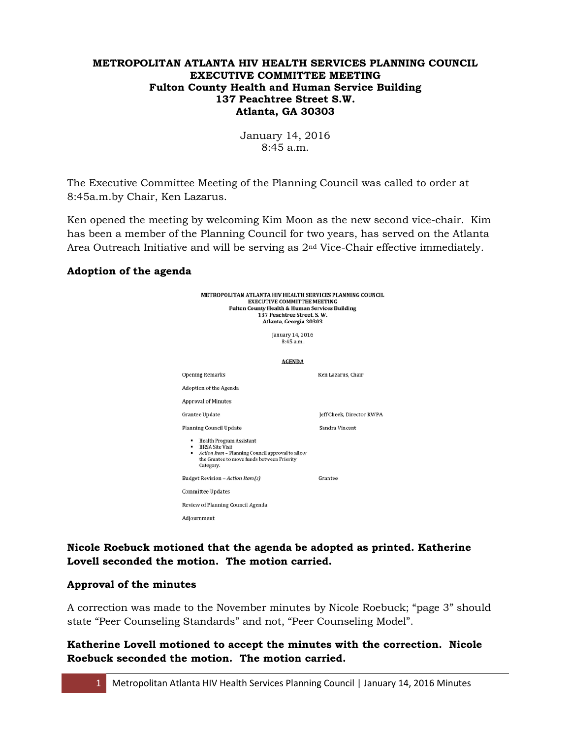**METROPOLITAN ATLANTA HIV HEALTH SERVICES PLANNING COUNCIL**
**EXECUTIVE COMMITTEE MEETING**
**Fulton County Health and Human Service Building**
**137 Peachtree Street S.W.**
**Atlanta, GA 30303**

January 14, 2016
8:45 a.m.

The Executive Committee Meeting of the Planning Council was called to order at 8:45a.m.by Chair, Ken Lazarus.

Ken opened the meeting by welcoming Kim Moon as the new second vice-chair. Kim has been a member of the Planning Council for two years, has served on the Atlanta Area Outreach Initiative and will be serving as 2nd Vice-Chair effective immediately.

### Adoption of the agenda

**METROPOLITAN ATLANTA HIV HEALTH SERVICES PLANNING COUNCIL**
**EXECUTIVE COMMITTEE MEETING**
**Fulton County Health & Human Services Building**
**137 Peachtree Street. S. W.**
**Atlanta, Georgia 30303**

January 14, 2016
8:45 a.m.

**AGENDA**

| | |
|---|---|
| Opening Remarks | Ken Lazarus, Chair |
| Adoption of the Agenda | |
| Approval of Minutes | |
| Grantee Update | Jeff Cheek, Director RWPA |
| Planning Council Update | Sandra Vincent |
| ▪ Health Program Assistant<br>▪ HRSA Site Visit<br>▪ *Action Item* – Planning Council approval to allow the Grantee to move funds between Priority Category. | |
| Budget Revision – *Action Item(s)* | Grantee |
| Committee Updates | |
| Review of Planning Council Agenda | |
| Adjournment | |

**Nicole Roebuck motioned that the agenda be adopted as printed. Katherine Lovell seconded the motion. The motion carried.**

### Approval of the minutes

A correction was made to the November minutes by Nicole Roebuck; "page 3" should state "Peer Counseling Standards" and not, "Peer Counseling Model".

**Katherine Lovell motioned to accept the minutes with the correction. Nicole Roebuck seconded the motion. The motion carried.**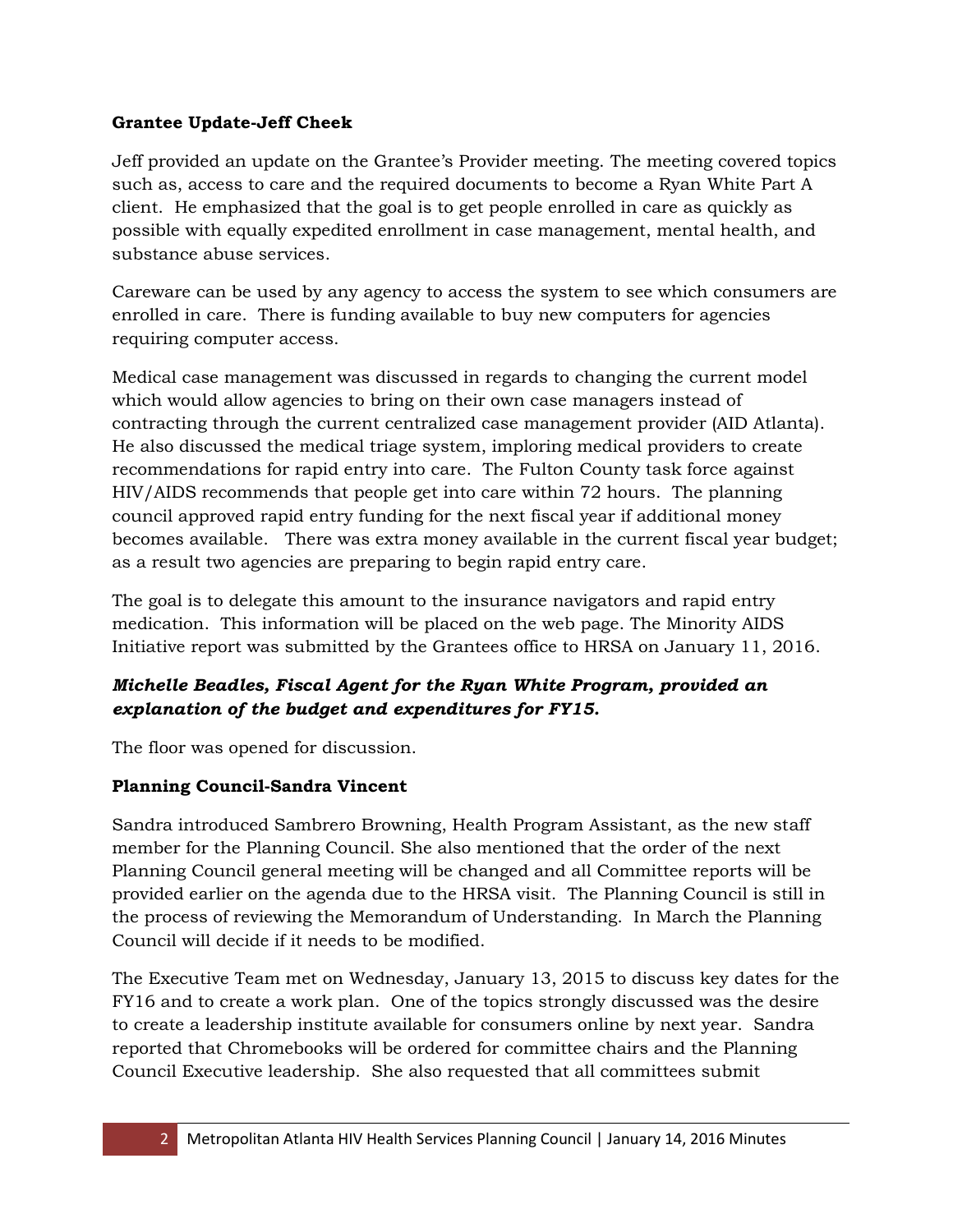**Grantee Update-Jeff Cheek**

Jeff provided an update on the Grantee's Provider meeting. The meeting covered topics such as, access to care and the required documents to become a Ryan White Part A client. He emphasized that the goal is to get people enrolled in care as quickly as possible with equally expedited enrollment in case management, mental health, and substance abuse services.

Careware can be used by any agency to access the system to see which consumers are enrolled in care. There is funding available to buy new computers for agencies requiring computer access.

Medical case management was discussed in regards to changing the current model which would allow agencies to bring on their own case managers instead of contracting through the current centralized case management provider (AID Atlanta). He also discussed the medical triage system, imploring medical providers to create recommendations for rapid entry into care. The Fulton County task force against HIV/AIDS recommends that people get into care within 72 hours. The planning council approved rapid entry funding for the next fiscal year if additional money becomes available. There was extra money available in the current fiscal year budget; as a result two agencies are preparing to begin rapid entry care.

The goal is to delegate this amount to the insurance navigators and rapid entry medication. This information will be placed on the web page. The Minority AIDS Initiative report was submitted by the Grantees office to HRSA on January 11, 2016.

***Michelle Beadles, Fiscal Agent for the Ryan White Program, provided an explanation of the budget and expenditures for FY15.***

The floor was opened for discussion.

**Planning Council-Sandra Vincent**

Sandra introduced Sambrero Browning, Health Program Assistant, as the new staff member for the Planning Council. She also mentioned that the order of the next Planning Council general meeting will be changed and all Committee reports will be provided earlier on the agenda due to the HRSA visit. The Planning Council is still in the process of reviewing the Memorandum of Understanding. In March the Planning Council will decide if it needs to be modified.

The Executive Team met on Wednesday, January 13, 2015 to discuss key dates for the FY16 and to create a work plan. One of the topics strongly discussed was the desire to create a leadership institute available for consumers online by next year. Sandra reported that Chromebooks will be ordered for committee chairs and the Planning Council Executive leadership. She also requested that all committees submit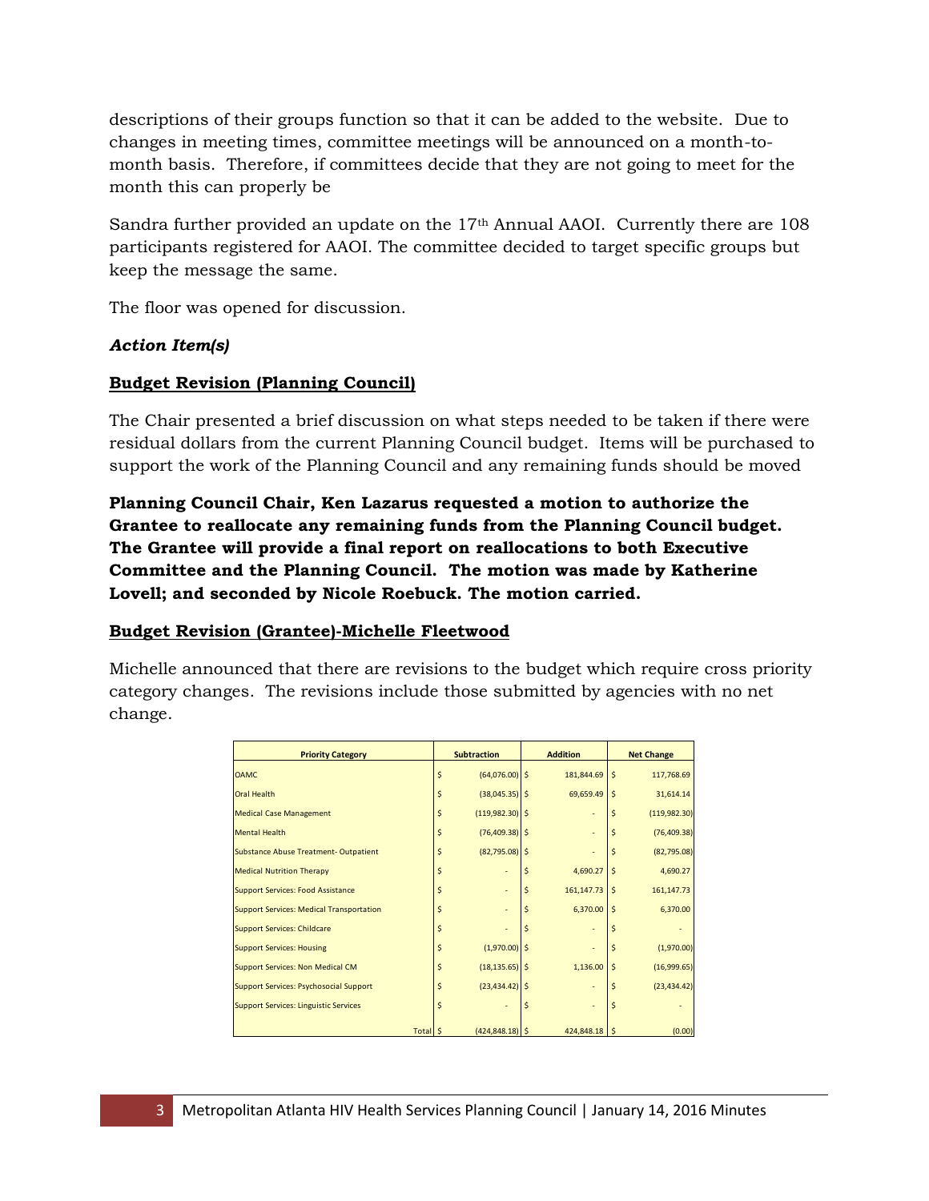descriptions of their groups function so that it can be added to the website. Due to changes in meeting times, committee meetings will be announced on a month-to-month basis. Therefore, if committees decide that they are not going to meet for the month this can properly be

Sandra further provided an update on the 17th Annual AAOI. Currently there are 108 participants registered for AAOI. The committee decided to target specific groups but keep the message the same.

The floor was opened for discussion.

***Action Item(s)***

**Budget Revision (Planning Council)**

The Chair presented a brief discussion on what steps needed to be taken if there were residual dollars from the current Planning Council budget. Items will be purchased to support the work of the Planning Council and any remaining funds should be moved

**Planning Council Chair, Ken Lazarus requested a motion to authorize the Grantee to reallocate any remaining funds from the Planning Council budget. The Grantee will provide a final report on reallocations to both Executive Committee and the Planning Council. The motion was made by Katherine Lovell; and seconded by Nicole Roebuck. The motion carried.**

**Budget Revision (Grantee)-Michelle Fleetwood**

Michelle announced that there are revisions to the budget which require cross priority category changes. The revisions include those submitted by agencies with no net change.

| Priority Category | Subtraction | Addition | Net Change |
|---|---|---|---|
| OAMC | $ (64,076.00) | $ 181,844.69 | $ 117,768.69 |
| Oral Health | $ (38,045.35) | $ 69,659.49 | $ 31,614.14 |
| Medical Case Management | $ (119,982.30) | $ - | $ (119,982.30) |
| Mental Health | $ (76,409.38) | $ - | $ (76,409.38) |
| Substance Abuse Treatment- Outpatient | $ (82,795.08) | $ - | $ (82,795.08) |
| Medical Nutrition Therapy | $ - | $ 4,690.27 | $ 4,690.27 |
| Support Services: Food Assistance | $ - | $ 161,147.73 | $ 161,147.73 |
| Support Services: Medical Transportation | $ - | $ 6,370.00 | $ 6,370.00 |
| Support Services: Childcare | $ - | $ - | $ - |
| Support Services: Housing | $ (1,970.00) | $ - | $ (1,970.00) |
| Support Services: Non Medical CM | $ (18,135.65) | $ 1,136.00 | $ (16,999.65) |
| Support Services: Psychosocial Support | $ (23,434.42) | $ - | $ (23,434.42) |
| Support Services: Linguistic Services | $ - | $ - | $ - |
| Total | $ (424,848.18) | $ 424,848.18 | $ (0.00) |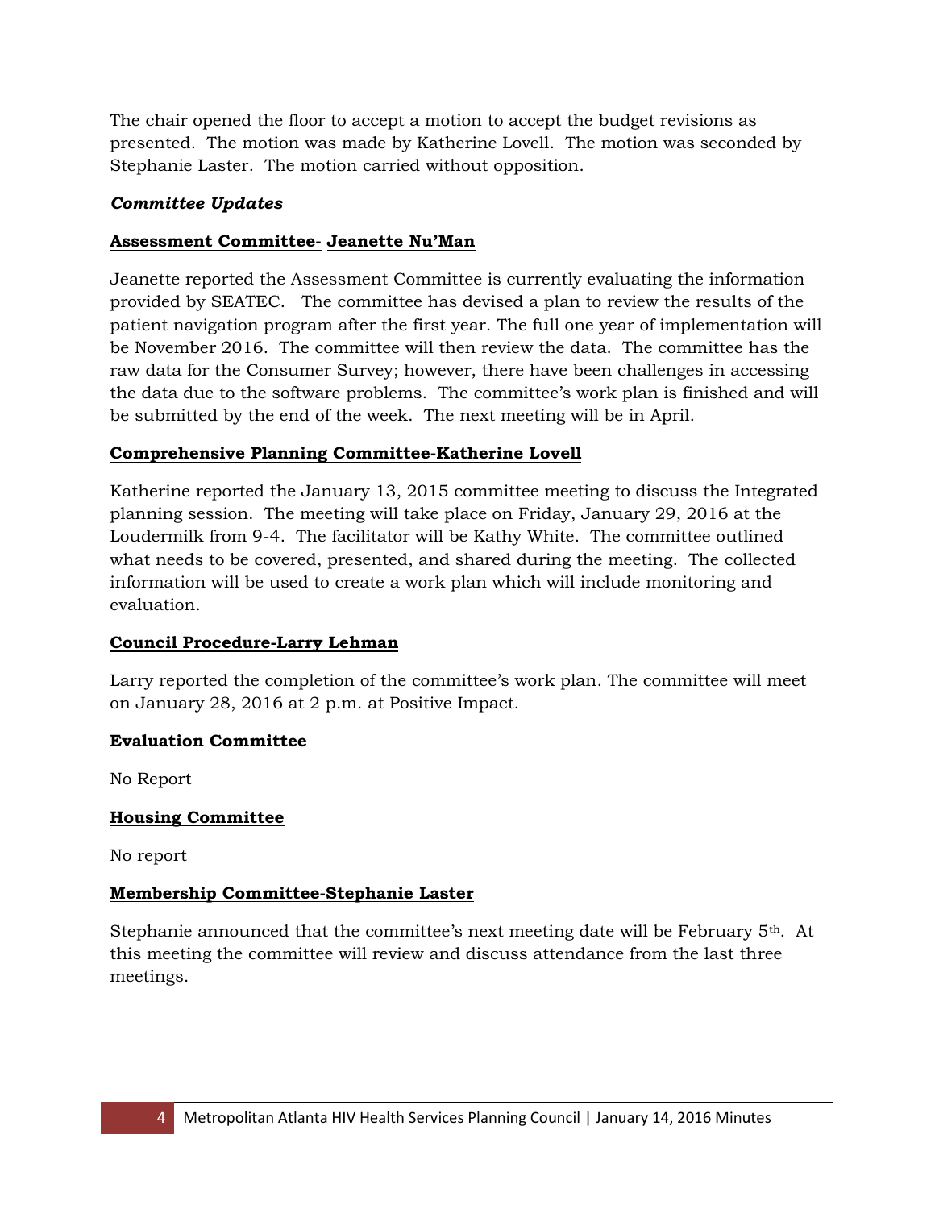The chair opened the floor to accept a motion to accept the budget revisions as presented. The motion was made by Katherine Lovell. The motion was seconded by Stephanie Laster. The motion carried without opposition.

***Committee Updates***

**Assessment Committee- Jeanette Nu'Man**

Jeanette reported the Assessment Committee is currently evaluating the information provided by SEATEC. The committee has devised a plan to review the results of the patient navigation program after the first year. The full one year of implementation will be November 2016. The committee will then review the data. The committee has the raw data for the Consumer Survey; however, there have been challenges in accessing the data due to the software problems. The committee's work plan is finished and will be submitted by the end of the week. The next meeting will be in April.

**Comprehensive Planning Committee-Katherine Lovell**

Katherine reported the January 13, 2015 committee meeting to discuss the Integrated planning session. The meeting will take place on Friday, January 29, 2016 at the Loudermilk from 9-4. The facilitator will be Kathy White. The committee outlined what needs to be covered, presented, and shared during the meeting. The collected information will be used to create a work plan which will include monitoring and evaluation.

**Council Procedure-Larry Lehman**

Larry reported the completion of the committee's work plan. The committee will meet on January 28, 2016 at 2 p.m. at Positive Impact.

**Evaluation Committee**

No Report

**Housing Committee**

No report

**Membership Committee-Stephanie Laster**

Stephanie announced that the committee's next meeting date will be February 5th. At this meeting the committee will review and discuss attendance from the last three meetings.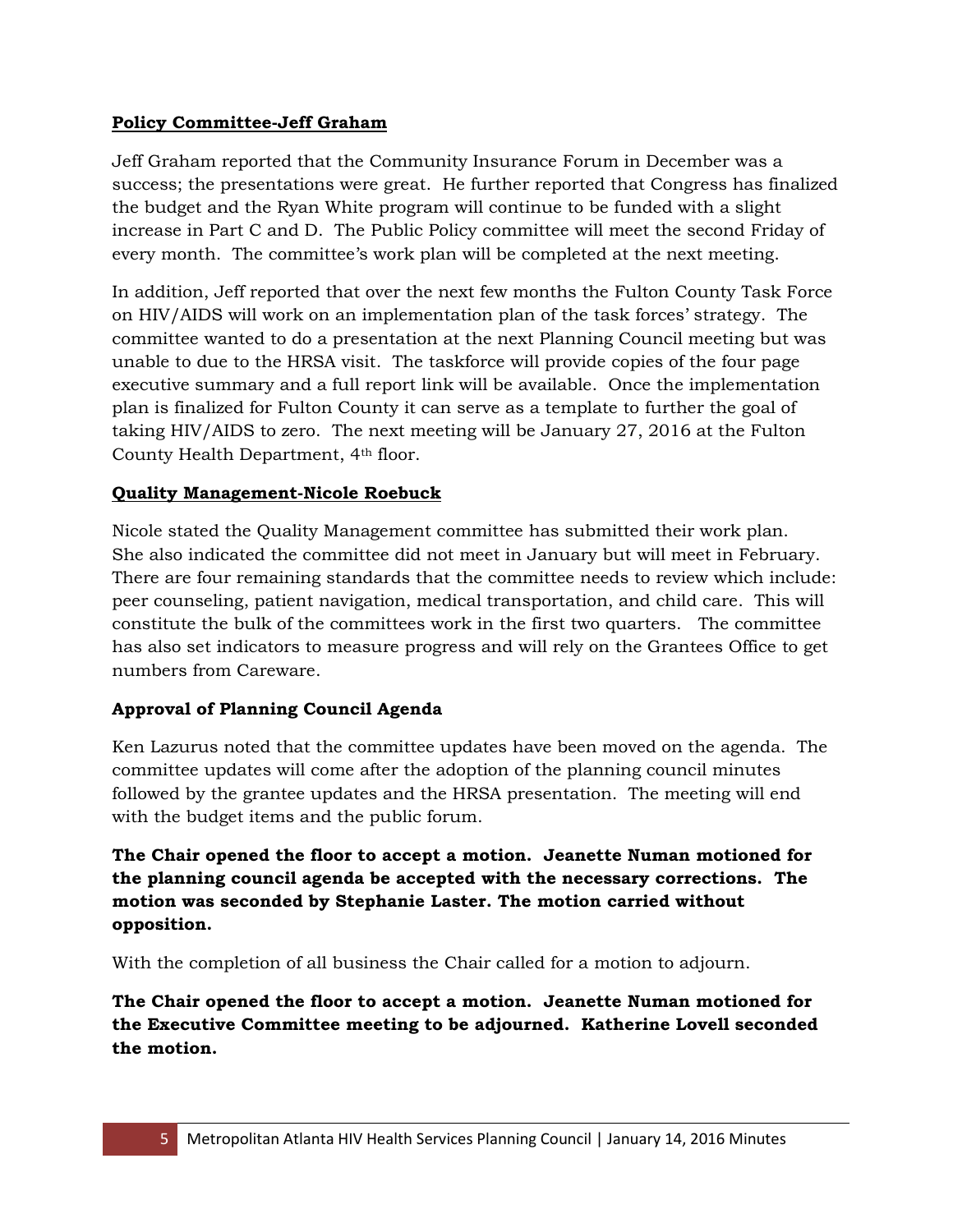**Policy Committee-Jeff Graham**

Jeff Graham reported that the Community Insurance Forum in December was a success; the presentations were great. He further reported that Congress has finalized the budget and the Ryan White program will continue to be funded with a slight increase in Part C and D. The Public Policy committee will meet the second Friday of every month. The committee's work plan will be completed at the next meeting.

In addition, Jeff reported that over the next few months the Fulton County Task Force on HIV/AIDS will work on an implementation plan of the task forces' strategy. The committee wanted to do a presentation at the next Planning Council meeting but was unable to due to the HRSA visit. The taskforce will provide copies of the four page executive summary and a full report link will be available. Once the implementation plan is finalized for Fulton County it can serve as a template to further the goal of taking HIV/AIDS to zero. The next meeting will be January 27, 2016 at the Fulton County Health Department, 4th floor.

**Quality Management-Nicole Roebuck**

Nicole stated the Quality Management committee has submitted their work plan. She also indicated the committee did not meet in January but will meet in February. There are four remaining standards that the committee needs to review which include: peer counseling, patient navigation, medical transportation, and child care. This will constitute the bulk of the committees work in the first two quarters. The committee has also set indicators to measure progress and will rely on the Grantees Office to get numbers from Careware.

**Approval of Planning Council Agenda**

Ken Lazurus noted that the committee updates have been moved on the agenda. The committee updates will come after the adoption of the planning council minutes followed by the grantee updates and the HRSA presentation. The meeting will end with the budget items and the public forum.

**The Chair opened the floor to accept a motion. Jeanette Numan motioned for the planning council agenda be accepted with the necessary corrections. The motion was seconded by Stephanie Laster. The motion carried without opposition.**

With the completion of all business the Chair called for a motion to adjourn.

**The Chair opened the floor to accept a motion. Jeanette Numan motioned for the Executive Committee meeting to be adjourned. Katherine Lovell seconded the motion.**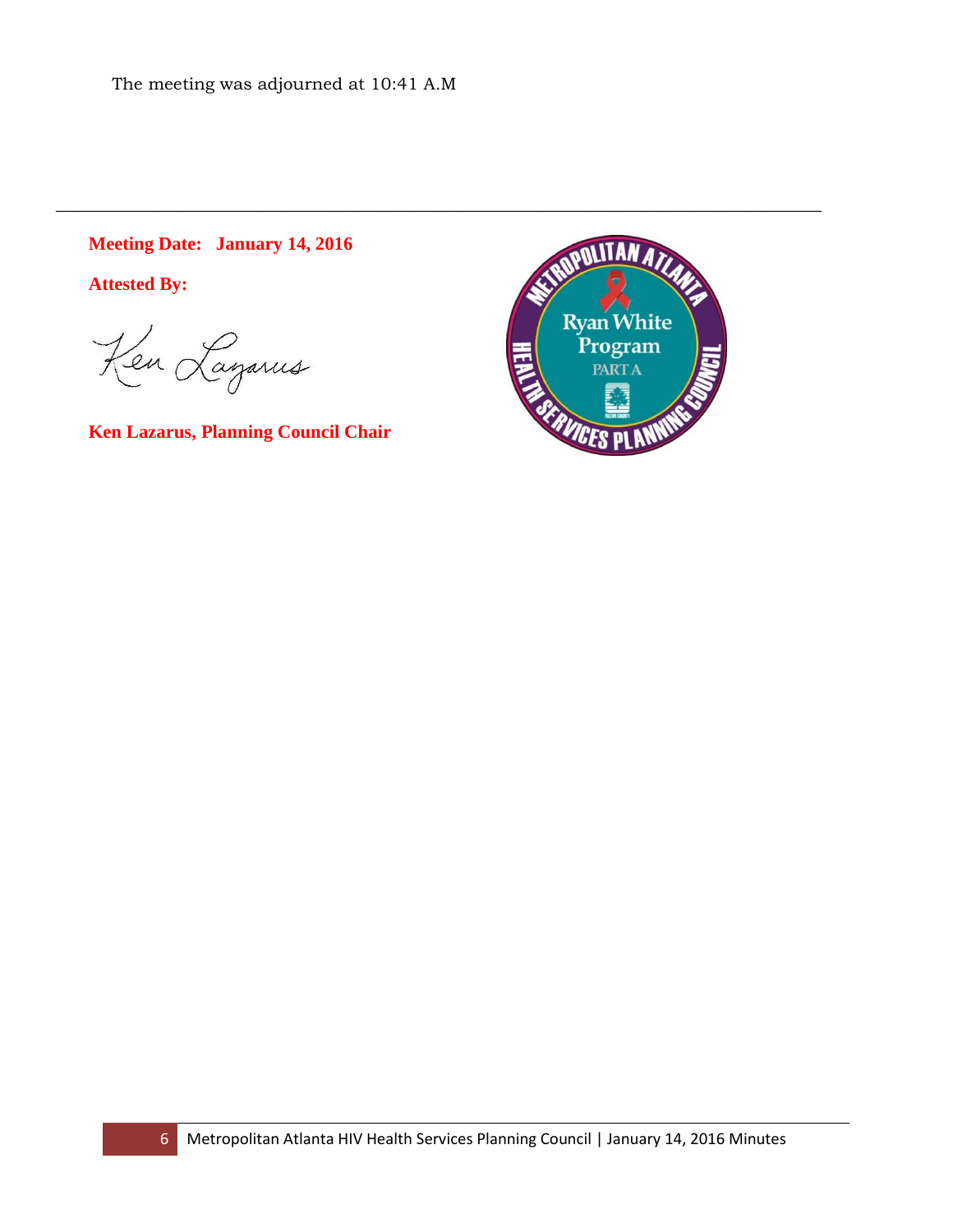The meeting was adjourned at 10:41 A.M

---

**Meeting Date: January 14, 2016**

**Attested By:**

Ken Lazarus

**Ken Lazarus, Planning Council Chair**